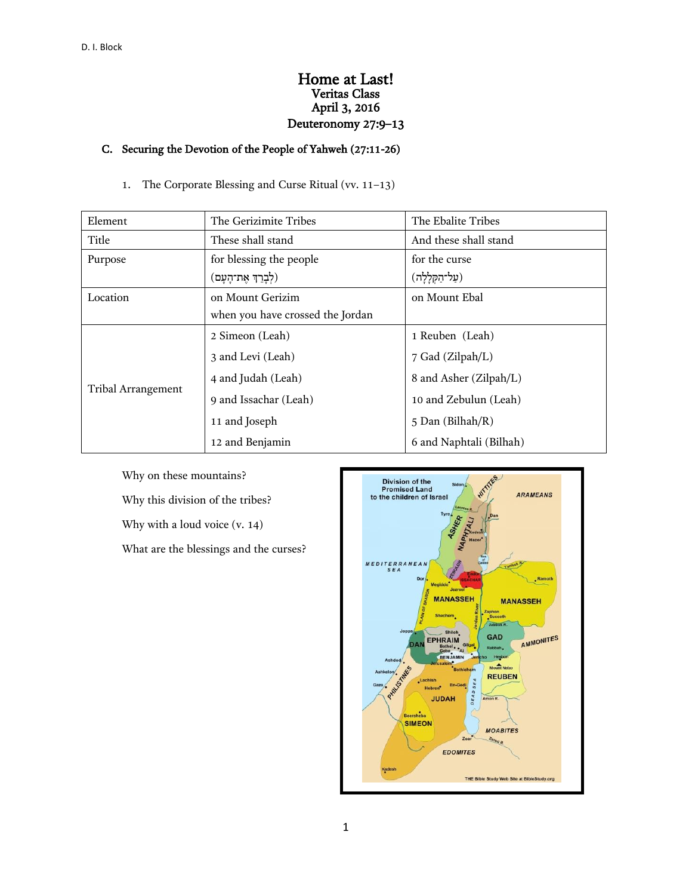# Home at Last!

## Veritas Class
## April 3, 2016
## Deuteronomy 27:9–13

### C. Securing the Devotion of the People of Yahweh (27:11-26)

1. The Corporate Blessing and Curse Ritual (vv. 11–13)

| Element | The Gerizimite Tribes | The Ebalite Tribes |
|---|---|---|
| Title | These shall stand | And these shall stand |
| Purpose | for blessing the people (לְבָרֵךְ אֶת־הָעָם) | for the curse (עַל־הַקְּלָלָה) |
| Location | on Mount Gerizim when you have crossed the Jordan | on Mount Ebal |
| Tribal Arrangement | 2 Simeon (Leah)<br>3 and Levi (Leah)<br>4 and Judah (Leah)<br>9 and Issachar (Leah)<br>11 and Joseph<br>12 and Benjamin | 1 Reuben (Leah)<br>7 Gad (Zilpah/L)<br>8 and Asher (Zilpah/L)<br>10 and Zebulun (Leah)<br>5 Dan (Bilhah/R)<br>6 and Naphtali (Bilhah) |

Why on these mountains?

Why this division of the tribes?

Why with a loud voice (v. 14)

What are the blessings and the curses?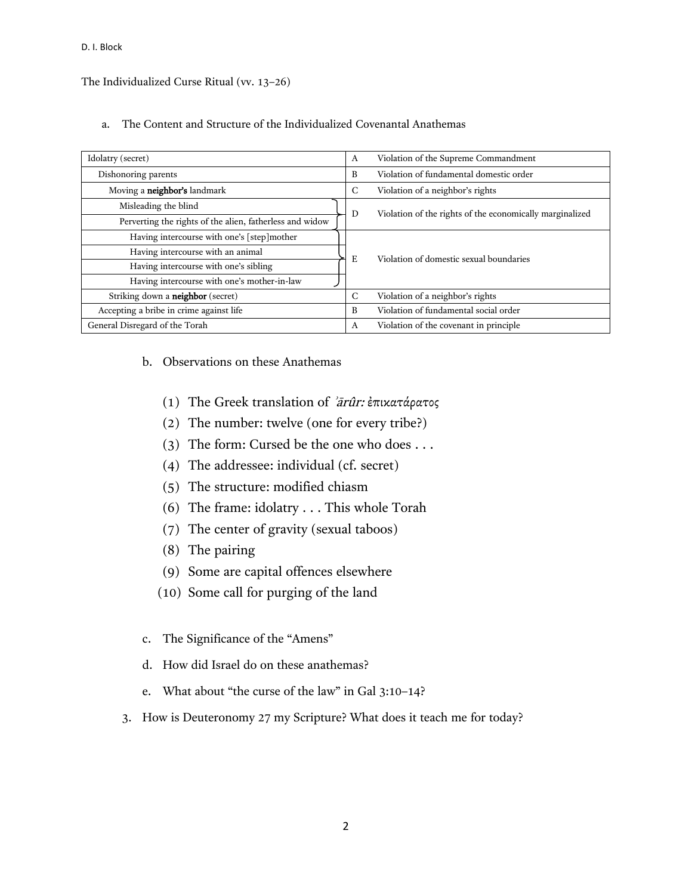The Individualized Curse Ritual (vv. 13–26)

a. The Content and Structure of the Individualized Covenantal Anathemas

| | | |
|---|---|---|
| Idolatry (secret) | A | Violation of the Supreme Commandment |
| Dishonoring parents | B | Violation of fundamental domestic order |
| Moving a **neighbor's** landmark | C | Violation of a neighbor's rights |
| Misleading the blind | D | Violation of the rights of the economically marginalized |
| Perverting the rights of the alien, fatherless and widow | | |
| Having intercourse with one's [step]mother | E | Violation of domestic sexual boundaries |
| Having intercourse with an animal | | |
| Having intercourse with one's sibling | | |
| Having intercourse with one's mother-in-law | | |
| Striking down a **neighbor** (secret) | C | Violation of a neighbor's rights |
| Accepting a bribe in crime against life | B | Violation of fundamental social order |
| General Disregard of the Torah | A | Violation of the covenant in principle |

b. Observations on these Anathemas

(1) The Greek translation of *ʾārûr:* ἐπικατάρατος
(2) The number: twelve (one for every tribe?)
(3) The form: Cursed be the one who does . . .
(4) The addressee: individual (cf. secret)
(5) The structure: modified chiasm
(6) The frame: idolatry . . . This whole Torah
(7) The center of gravity (sexual taboos)
(8) The pairing
(9) Some are capital offences elsewhere
(10) Some call for purging of the land

c. The Significance of the "Amens"

d. How did Israel do on these anathemas?

e. What about "the curse of the law" in Gal 3:10–14?

3. How is Deuteronomy 27 my Scripture? What does it teach me for today?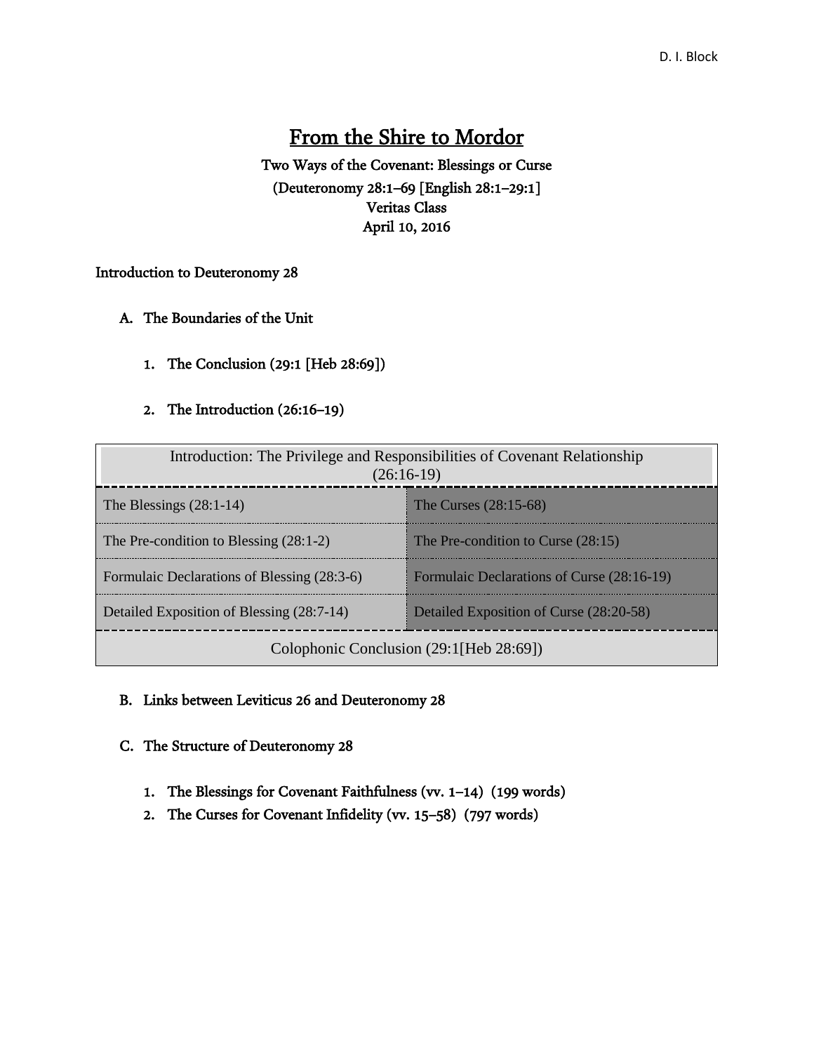# From the Shire to Mordor

**Two Ways of the Covenant: Blessings or Curse**
**(Deuteronomy 28:1–69 [English 28:1–29:1]**
**Veritas Class**
**April 10, 2016**

**Introduction to Deuteronomy 28**

A. The Boundaries of the Unit

1. The Conclusion (29:1 [Heb 28:69])

2. The Introduction (26:16–19)

| | |
|---|---|
| Introduction: The Privilege and Responsibilities of Covenant Relationship (26:16-19) | |
| The Blessings (28:1-14) | The Curses (28:15-68) |
| The Pre-condition to Blessing (28:1-2) | The Pre-condition to Curse (28:15) |
| Formulaic Declarations of Blessing (28:3-6) | Formulaic Declarations of Curse (28:16-19) |
| Detailed Exposition of Blessing (28:7-14) | Detailed Exposition of Curse (28:20-58) |
| Colophonic Conclusion (29:1[Heb 28:69]) | |

B. Links between Leviticus 26 and Deuteronomy 28

C. The Structure of Deuteronomy 28

1. The Blessings for Covenant Faithfulness (vv. 1–14) (199 words)
2. The Curses for Covenant Infidelity (vv. 15–58) (797 words)